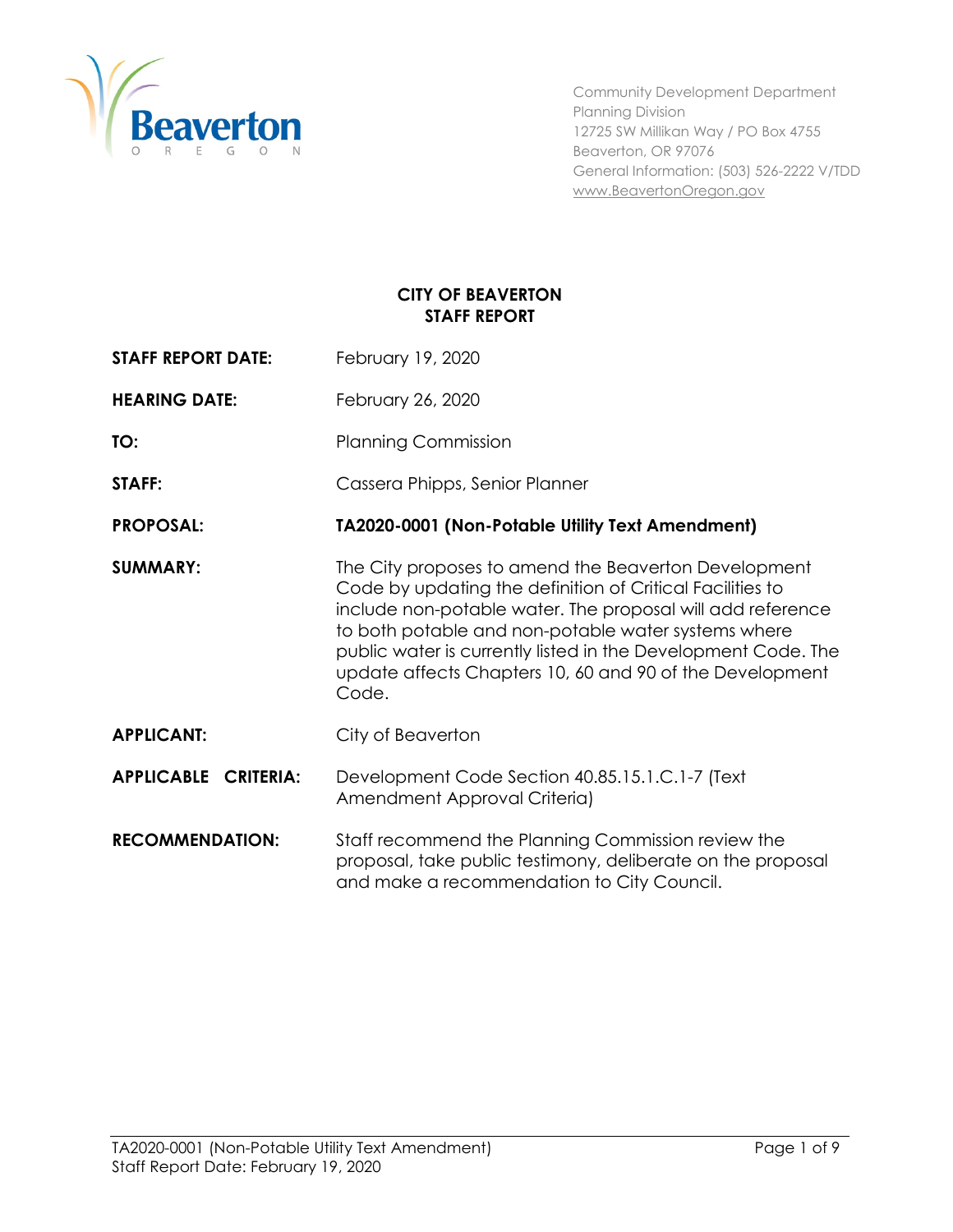Community Development Department
Planning Division
12725 SW Millikan Way / PO Box 4755
Beaverton, OR 97076
General Information: (503) 526-2222 V/TDD
www.BeavertonOregon.gov

# CITY OF BEAVERTON
# STAFF REPORT

**STAFF REPORT DATE:** February 19, 2020

**HEARING DATE:** February 26, 2020

**TO:** Planning Commission

**STAFF:** Cassera Phipps, Senior Planner

**PROPOSAL:** **TA2020-0001 (Non-Potable Utility Text Amendment)**

**SUMMARY:** The City proposes to amend the Beaverton Development Code by updating the definition of Critical Facilities to include non-potable water. The proposal will add reference to both potable and non-potable water systems where public water is currently listed in the Development Code. The update affects Chapters 10, 60 and 90 of the Development Code.

**APPLICANT:** City of Beaverton

**APPLICABLE CRITERIA:** Development Code Section 40.85.15.1.C.1-7 (Text Amendment Approval Criteria)

**RECOMMENDATION:** Staff recommend the Planning Commission review the proposal, take public testimony, deliberate on the proposal and make a recommendation to City Council.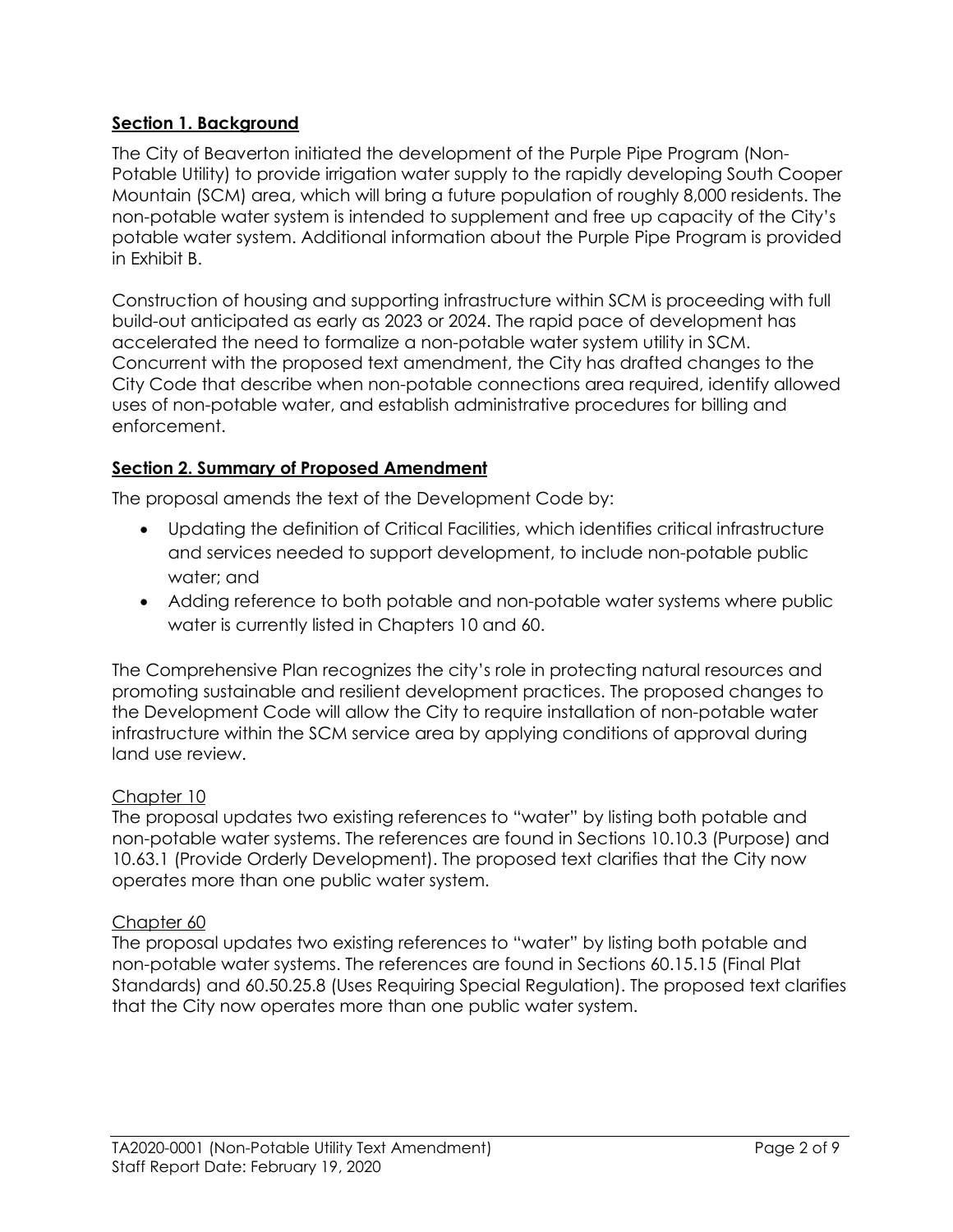## **Section 1. Background**

The City of Beaverton initiated the development of the Purple Pipe Program (Non-Potable Utility) to provide irrigation water supply to the rapidly developing South Cooper Mountain (SCM) area, which will bring a future population of roughly 8,000 residents. The non-potable water system is intended to supplement and free up capacity of the City's potable water system. Additional information about the Purple Pipe Program is provided in Exhibit B.

Construction of housing and supporting infrastructure within SCM is proceeding with full build-out anticipated as early as 2023 or 2024. The rapid pace of development has accelerated the need to formalize a non-potable water system utility in SCM. Concurrent with the proposed text amendment, the City has drafted changes to the City Code that describe when non-potable connections area required, identify allowed uses of non-potable water, and establish administrative procedures for billing and enforcement.

## **Section 2. Summary of Proposed Amendment**

The proposal amends the text of the Development Code by:

- Updating the definition of Critical Facilities, which identifies critical infrastructure and services needed to support development, to include non-potable public water; and
- Adding reference to both potable and non-potable water systems where public water is currently listed in Chapters 10 and 60.

The Comprehensive Plan recognizes the city's role in protecting natural resources and promoting sustainable and resilient development practices. The proposed changes to the Development Code will allow the City to require installation of non-potable water infrastructure within the SCM service area by applying conditions of approval during land use review.

### Chapter 10

The proposal updates two existing references to "water" by listing both potable and non-potable water systems. The references are found in Sections 10.10.3 (Purpose) and 10.63.1 (Provide Orderly Development). The proposed text clarifies that the City now operates more than one public water system.

### Chapter 60

The proposal updates two existing references to "water" by listing both potable and non-potable water systems. The references are found in Sections 60.15.15 (Final Plat Standards) and 60.50.25.8 (Uses Requiring Special Regulation). The proposed text clarifies that the City now operates more than one public water system.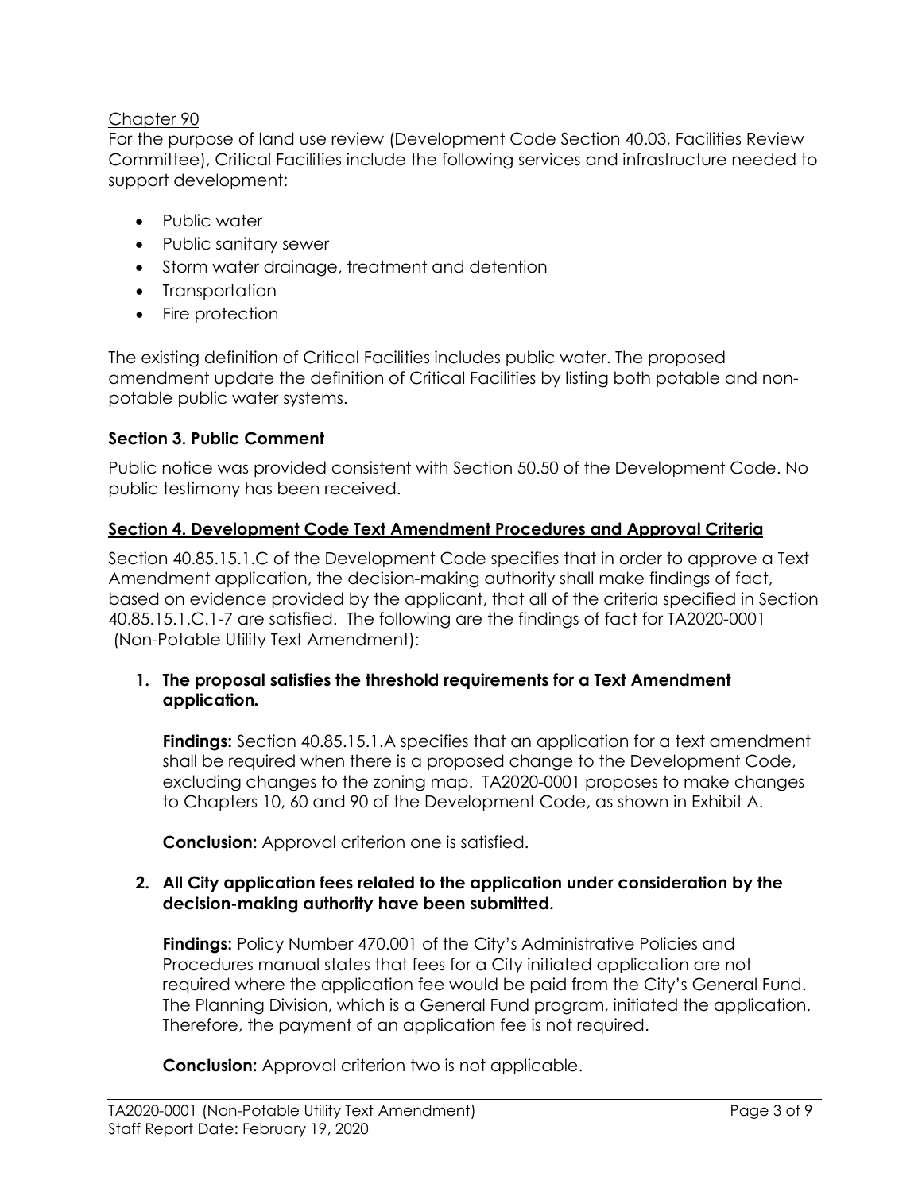Chapter 90

For the purpose of land use review (Development Code Section 40.03, Facilities Review Committee), Critical Facilities include the following services and infrastructure needed to support development:

- Public water
- Public sanitary sewer
- Storm water drainage, treatment and detention
- Transportation
- Fire protection

The existing definition of Critical Facilities includes public water. The proposed amendment update the definition of Critical Facilities by listing both potable and non-potable public water systems.

## Section 3. Public Comment

Public notice was provided consistent with Section 50.50 of the Development Code. No public testimony has been received.

## Section 4. Development Code Text Amendment Procedures and Approval Criteria

Section 40.85.15.1.C of the Development Code specifies that in order to approve a Text Amendment application, the decision-making authority shall make findings of fact, based on evidence provided by the applicant, that all of the criteria specified in Section 40.85.15.1.C.1-7 are satisfied. The following are the findings of fact for TA2020-0001 (Non-Potable Utility Text Amendment):

1. **The proposal satisfies the threshold requirements for a Text Amendment application.**

   **Findings:** Section 40.85.15.1.A specifies that an application for a text amendment shall be required when there is a proposed change to the Development Code, excluding changes to the zoning map. TA2020-0001 proposes to make changes to Chapters 10, 60 and 90 of the Development Code, as shown in Exhibit A.

   **Conclusion:** Approval criterion one is satisfied.

2. **All City application fees related to the application under consideration by the decision-making authority have been submitted.**

   **Findings:** Policy Number 470.001 of the City's Administrative Policies and Procedures manual states that fees for a City initiated application are not required where the application fee would be paid from the City's General Fund. The Planning Division, which is a General Fund program, initiated the application. Therefore, the payment of an application fee is not required.

   **Conclusion:** Approval criterion two is not applicable.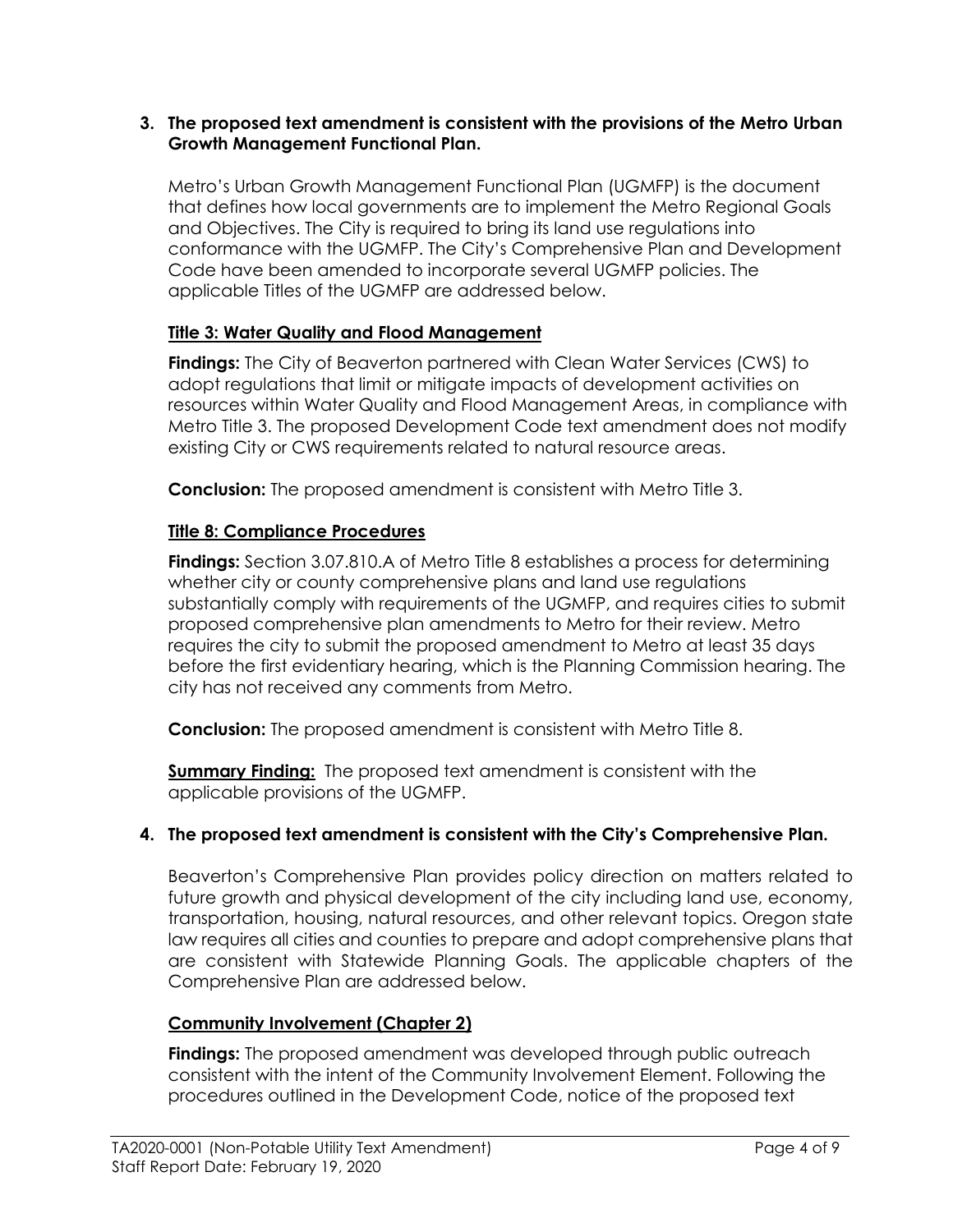**3. The proposed text amendment is consistent with the provisions of the Metro Urban Growth Management Functional Plan.**

Metro's Urban Growth Management Functional Plan (UGMFP) is the document that defines how local governments are to implement the Metro Regional Goals and Objectives. The City is required to bring its land use regulations into conformance with the UGMFP. The City's Comprehensive Plan and Development Code have been amended to incorporate several UGMFP policies. The applicable Titles of the UGMFP are addressed below.

**Title 3: Water Quality and Flood Management**

**Findings:** The City of Beaverton partnered with Clean Water Services (CWS) to adopt regulations that limit or mitigate impacts of development activities on resources within Water Quality and Flood Management Areas, in compliance with Metro Title 3. The proposed Development Code text amendment does not modify existing City or CWS requirements related to natural resource areas.

**Conclusion:** The proposed amendment is consistent with Metro Title 3.

**Title 8: Compliance Procedures**

**Findings:** Section 3.07.810.A of Metro Title 8 establishes a process for determining whether city or county comprehensive plans and land use regulations substantially comply with requirements of the UGMFP, and requires cities to submit proposed comprehensive plan amendments to Metro for their review. Metro requires the city to submit the proposed amendment to Metro at least 35 days before the first evidentiary hearing, which is the Planning Commission hearing. The city has not received any comments from Metro.

**Conclusion:** The proposed amendment is consistent with Metro Title 8.

**Summary Finding:** The proposed text amendment is consistent with the applicable provisions of the UGMFP.

**4. The proposed text amendment is consistent with the City's Comprehensive Plan.**

Beaverton's Comprehensive Plan provides policy direction on matters related to future growth and physical development of the city including land use, economy, transportation, housing, natural resources, and other relevant topics. Oregon state law requires all cities and counties to prepare and adopt comprehensive plans that are consistent with Statewide Planning Goals. The applicable chapters of the Comprehensive Plan are addressed below.

**Community Involvement (Chapter 2)**

**Findings:** The proposed amendment was developed through public outreach consistent with the intent of the Community Involvement Element. Following the procedures outlined in the Development Code, notice of the proposed text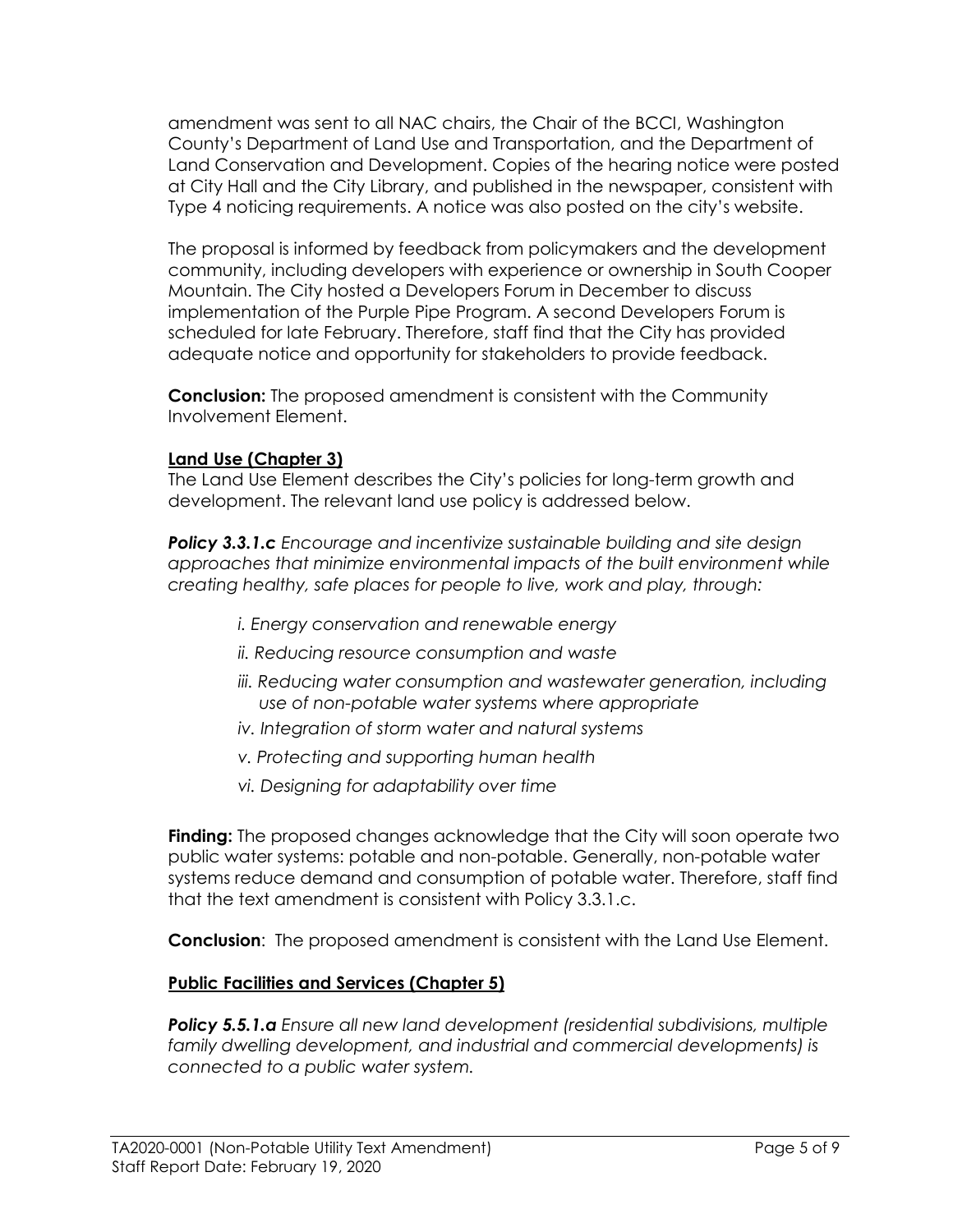amendment was sent to all NAC chairs, the Chair of the BCCI, Washington County's Department of Land Use and Transportation, and the Department of Land Conservation and Development. Copies of the hearing notice were posted at City Hall and the City Library, and published in the newspaper, consistent with Type 4 noticing requirements. A notice was also posted on the city's website.

The proposal is informed by feedback from policymakers and the development community, including developers with experience or ownership in South Cooper Mountain. The City hosted a Developers Forum in December to discuss implementation of the Purple Pipe Program. A second Developers Forum is scheduled for late February. Therefore, staff find that the City has provided adequate notice and opportunity for stakeholders to provide feedback.

**Conclusion:** The proposed amendment is consistent with the Community Involvement Element.

**Land Use (Chapter 3)**

The Land Use Element describes the City's policies for long-term growth and development. The relevant land use policy is addressed below.

***Policy 3.3.1.c*** *Encourage and incentivize sustainable building and site design approaches that minimize environmental impacts of the built environment while creating healthy, safe places for people to live, work and play, through:*

- *i. Energy conservation and renewable energy*
- *ii. Reducing resource consumption and waste*
- *iii. Reducing water consumption and wastewater generation, including use of non-potable water systems where appropriate*
- *iv. Integration of storm water and natural systems*
- *v. Protecting and supporting human health*
- *vi. Designing for adaptability over time*

**Finding:** The proposed changes acknowledge that the City will soon operate two public water systems: potable and non-potable. Generally, non-potable water systems reduce demand and consumption of potable water. Therefore, staff find that the text amendment is consistent with Policy 3.3.1.c.

**Conclusion**: The proposed amendment is consistent with the Land Use Element.

**Public Facilities and Services (Chapter 5)**

***Policy 5.5.1.a*** *Ensure all new land development (residential subdivisions, multiple family dwelling development, and industrial and commercial developments) is connected to a public water system.*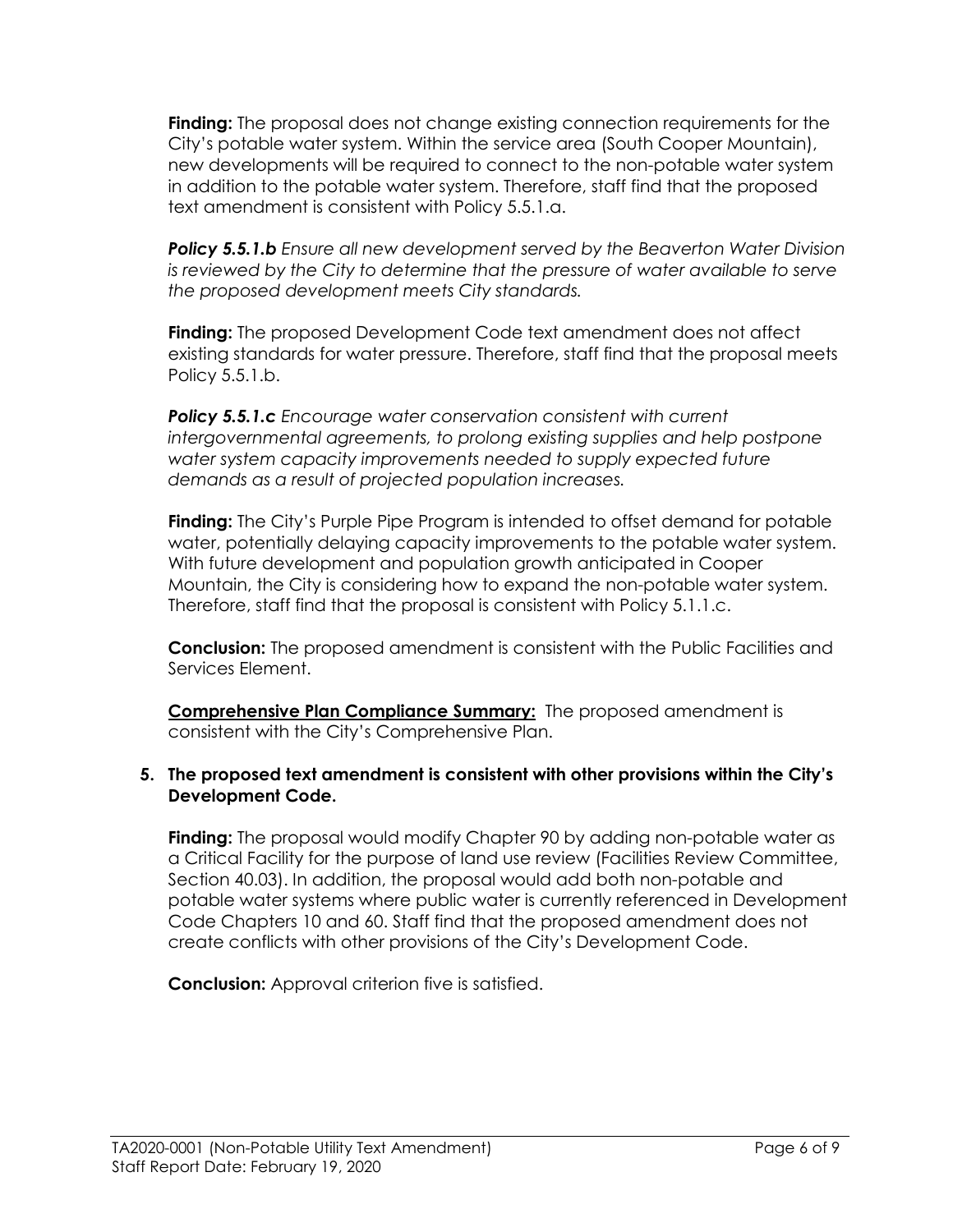**Finding:** The proposal does not change existing connection requirements for the City's potable water system. Within the service area (South Cooper Mountain), new developments will be required to connect to the non-potable water system in addition to the potable water system. Therefore, staff find that the proposed text amendment is consistent with Policy 5.5.1.a.

***Policy 5.5.1.b*** *Ensure all new development served by the Beaverton Water Division is reviewed by the City to determine that the pressure of water available to serve the proposed development meets City standards.*

**Finding:** The proposed Development Code text amendment does not affect existing standards for water pressure. Therefore, staff find that the proposal meets Policy 5.5.1.b.

***Policy 5.5.1.c*** *Encourage water conservation consistent with current intergovernmental agreements, to prolong existing supplies and help postpone water system capacity improvements needed to supply expected future demands as a result of projected population increases.*

**Finding:** The City's Purple Pipe Program is intended to offset demand for potable water, potentially delaying capacity improvements to the potable water system. With future development and population growth anticipated in Cooper Mountain, the City is considering how to expand the non-potable water system. Therefore, staff find that the proposal is consistent with Policy 5.1.1.c.

**Conclusion:** The proposed amendment is consistent with the Public Facilities and Services Element.

**Comprehensive Plan Compliance Summary:** The proposed amendment is consistent with the City's Comprehensive Plan.

**5. The proposed text amendment is consistent with other provisions within the City's Development Code.**

**Finding:** The proposal would modify Chapter 90 by adding non-potable water as a Critical Facility for the purpose of land use review (Facilities Review Committee, Section 40.03). In addition, the proposal would add both non-potable and potable water systems where public water is currently referenced in Development Code Chapters 10 and 60. Staff find that the proposed amendment does not create conflicts with other provisions of the City's Development Code.

**Conclusion:** Approval criterion five is satisfied.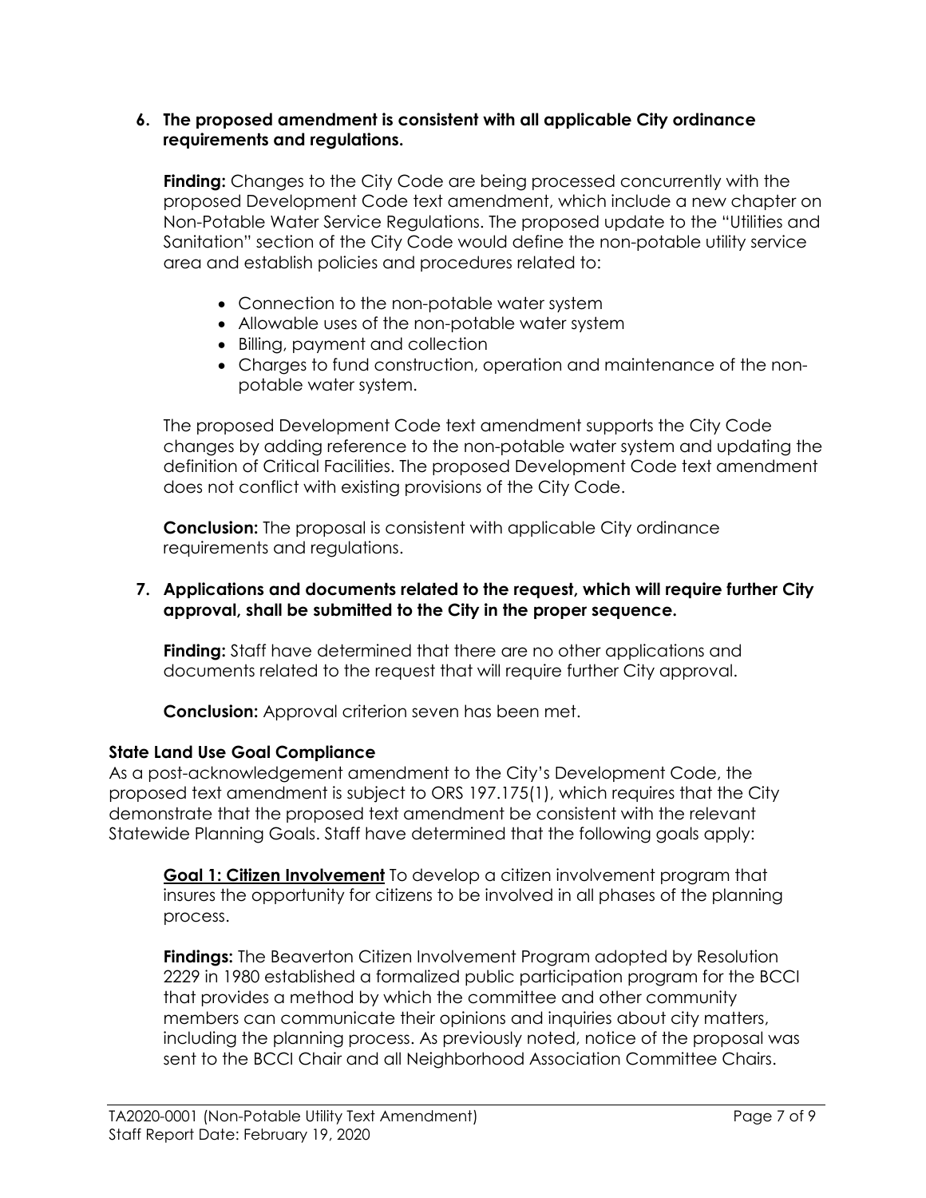**6. The proposed amendment is consistent with all applicable City ordinance requirements and regulations.**

**Finding:** Changes to the City Code are being processed concurrently with the proposed Development Code text amendment, which include a new chapter on Non-Potable Water Service Regulations. The proposed update to the "Utilities and Sanitation" section of the City Code would define the non-potable utility service area and establish policies and procedures related to:

- Connection to the non-potable water system
- Allowable uses of the non-potable water system
- Billing, payment and collection
- Charges to fund construction, operation and maintenance of the non-potable water system.

The proposed Development Code text amendment supports the City Code changes by adding reference to the non-potable water system and updating the definition of Critical Facilities. The proposed Development Code text amendment does not conflict with existing provisions of the City Code.

**Conclusion:** The proposal is consistent with applicable City ordinance requirements and regulations.

**7. Applications and documents related to the request, which will require further City approval, shall be submitted to the City in the proper sequence.**

**Finding:** Staff have determined that there are no other applications and documents related to the request that will require further City approval.

**Conclusion:** Approval criterion seven has been met.

**State Land Use Goal Compliance**

As a post-acknowledgement amendment to the City's Development Code, the proposed text amendment is subject to ORS 197.175(1), which requires that the City demonstrate that the proposed text amendment be consistent with the relevant Statewide Planning Goals. Staff have determined that the following goals apply:

**Goal 1: Citizen Involvement** To develop a citizen involvement program that insures the opportunity for citizens to be involved in all phases of the planning process.

**Findings:** The Beaverton Citizen Involvement Program adopted by Resolution 2229 in 1980 established a formalized public participation program for the BCCI that provides a method by which the committee and other community members can communicate their opinions and inquiries about city matters, including the planning process. As previously noted, notice of the proposal was sent to the BCCI Chair and all Neighborhood Association Committee Chairs.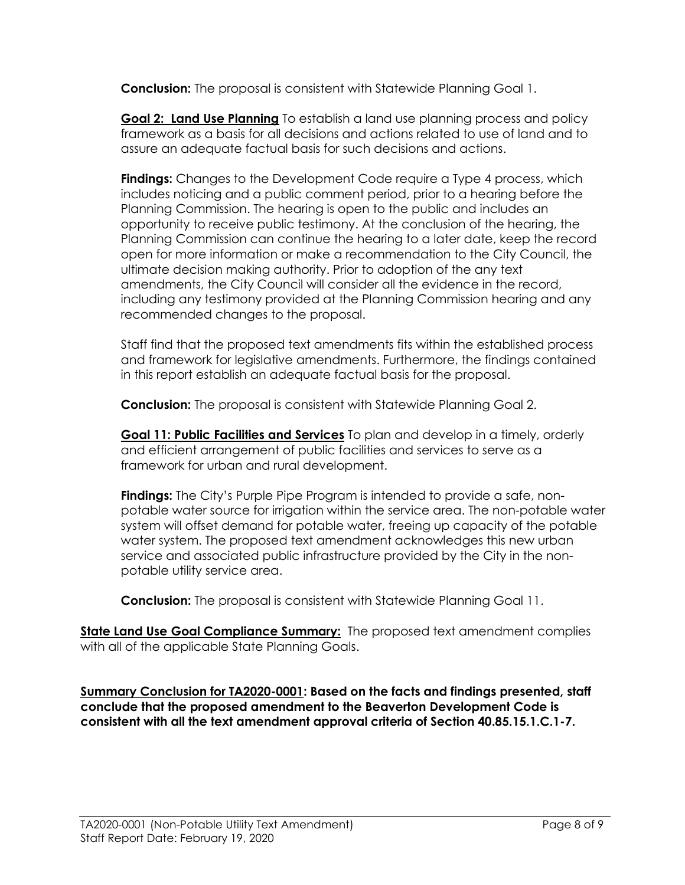**Conclusion:** The proposal is consistent with Statewide Planning Goal 1.

**Goal 2: Land Use Planning** To establish a land use planning process and policy framework as a basis for all decisions and actions related to use of land and to assure an adequate factual basis for such decisions and actions.

**Findings:** Changes to the Development Code require a Type 4 process, which includes noticing and a public comment period, prior to a hearing before the Planning Commission. The hearing is open to the public and includes an opportunity to receive public testimony. At the conclusion of the hearing, the Planning Commission can continue the hearing to a later date, keep the record open for more information or make a recommendation to the City Council, the ultimate decision making authority. Prior to adoption of the any text amendments, the City Council will consider all the evidence in the record, including any testimony provided at the Planning Commission hearing and any recommended changes to the proposal.

Staff find that the proposed text amendments fits within the established process and framework for legislative amendments. Furthermore, the findings contained in this report establish an adequate factual basis for the proposal.

**Conclusion:** The proposal is consistent with Statewide Planning Goal 2.

**Goal 11: Public Facilities and Services** To plan and develop in a timely, orderly and efficient arrangement of public facilities and services to serve as a framework for urban and rural development.

**Findings:** The City's Purple Pipe Program is intended to provide a safe, non-potable water source for irrigation within the service area. The non-potable water system will offset demand for potable water, freeing up capacity of the potable water system. The proposed text amendment acknowledges this new urban service and associated public infrastructure provided by the City in the non-potable utility service area.

**Conclusion:** The proposal is consistent with Statewide Planning Goal 11.

**State Land Use Goal Compliance Summary:** The proposed text amendment complies with all of the applicable State Planning Goals.

**Summary Conclusion for TA2020-0001: Based on the facts and findings presented, staff conclude that the proposed amendment to the Beaverton Development Code is consistent with all the text amendment approval criteria of Section 40.85.15.1.C.1-7.**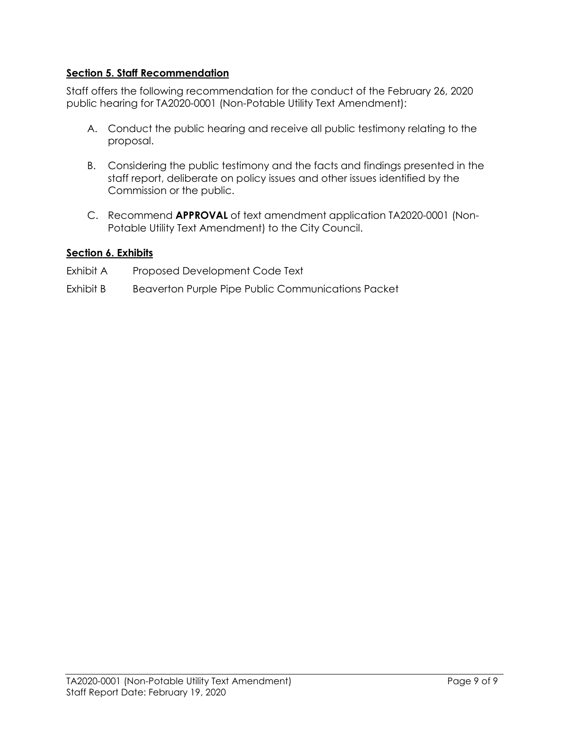## Section 5. Staff Recommendation

Staff offers the following recommendation for the conduct of the February 26, 2020 public hearing for TA2020-0001 (Non-Potable Utility Text Amendment):

A. Conduct the public hearing and receive all public testimony relating to the proposal.

B. Considering the public testimony and the facts and findings presented in the staff report, deliberate on policy issues and other issues identified by the Commission or the public.

C. Recommend **APPROVAL** of text amendment application TA2020-0001 (Non-Potable Utility Text Amendment) to the City Council.

## Section 6. Exhibits

Exhibit A    Proposed Development Code Text

Exhibit B    Beaverton Purple Pipe Public Communications Packet